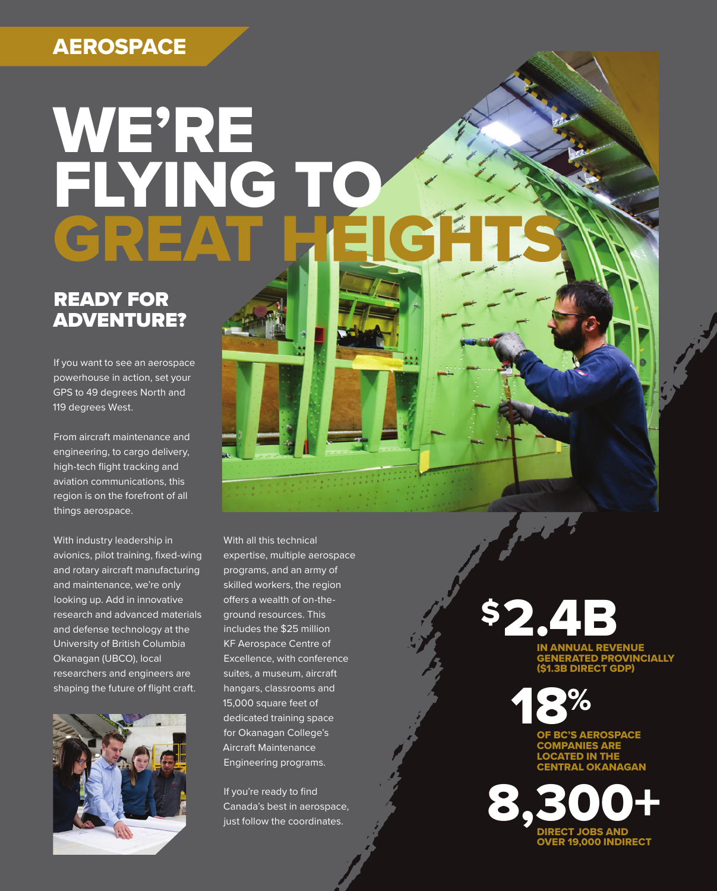AEROSPACE

# WE'RE FLYING TO GREAT HEIGHTS

## READY FOR ADVENTURE?

If you want to see an aerospace powerhouse in action, set your GPS to 49 degrees North and 119 degrees West.

From aircraft maintenance and engineering, to cargo delivery, high-tech flight tracking and aviation communications, this region is on the forefront of all things aerospace.

With industry leadership in avionics, pilot training, fixed-wing and rotary aircraft manufacturing and maintenance, we're only looking up. Add in innovative research and advanced materials and defense technology at the University of British Columbia Okanagan (UBCO), local researchers and engineers are shaping the future of flight craft.

With all this technical expertise, multiple aerospace programs, and an army of skilled workers, the region offers a wealth of on-the-ground resources. This includes the $25 million KF Aerospace Centre of Excellence, with conference suites, a museum, aircraft hangars, classrooms and 15,000 square feet of dedicated training space for Okanagan College's Aircraft Maintenance Engineering programs.

If you're ready to find Canada's best in aerospace, just follow the coordinates.

**$2.4B**
IN ANNUAL REVENUE GENERATED PROVINCIALLY ($1.3B DIRECT GDP)

**18%**
OF BC'S AEROSPACE COMPANIES ARE LOCATED IN THE CENTRAL OKANAGAN

**8,300+**
DIRECT JOBS AND OVER 19,000 INDIRECT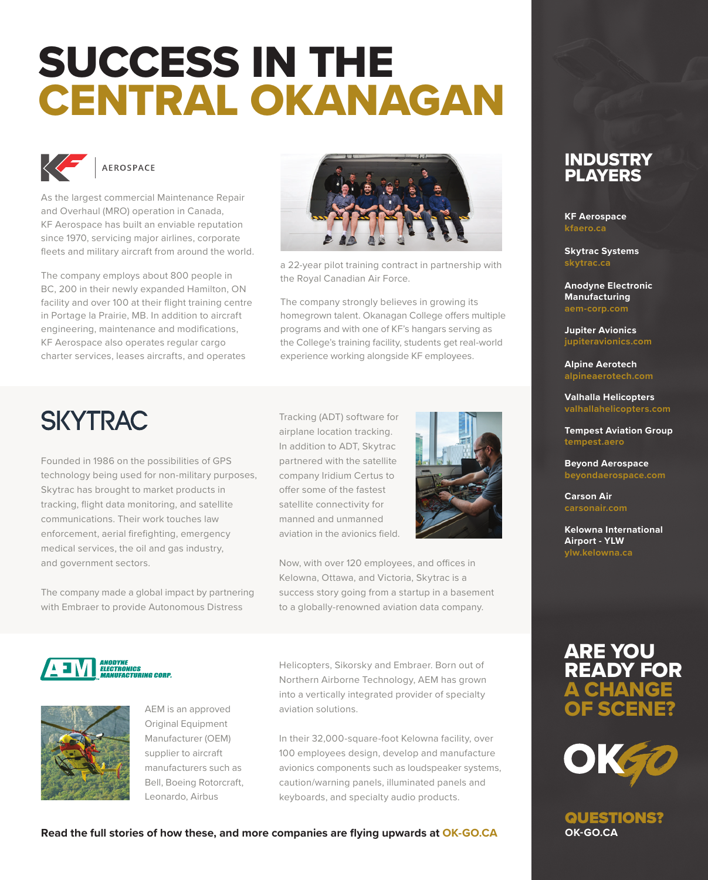# SUCCESS IN THE CENTRAL OKANAGAN

## KF AEROSPACE

As the largest commercial Maintenance Repair and Overhaul (MRO) operation in Canada, KF Aerospace has built an enviable reputation since 1970, servicing major airlines, corporate fleets and military aircraft from around the world.

The company employs about 800 people in BC, 200 in their newly expanded Hamilton, ON facility and over 100 at their flight training centre in Portage la Prairie, MB. In addition to aircraft engineering, maintenance and modifications, KF Aerospace also operates regular cargo charter services, leases aircrafts, and operates a 22-year pilot training contract in partnership with the Royal Canadian Air Force.

The company strongly believes in growing its homegrown talent. Okanagan College offers multiple programs and with one of KF's hangars serving as the College's training facility, students get real-world experience working alongside KF employees.

## SKYTRAC

Founded in 1986 on the possibilities of GPS technology being used for non-military purposes, Skytrac has brought to market products in tracking, flight data monitoring, and satellite communications. Their work touches law enforcement, aerial firefighting, emergency medical services, the oil and gas industry, and government sectors.

The company made a global impact by partnering with Embraer to provide Autonomous Distress Tracking (ADT) software for airplane location tracking. In addition to ADT, Skytrac partnered with the satellite company Iridium Certus to offer some of the fastest satellite connectivity for manned and unmanned aviation in the avionics field.

Now, with over 120 employees, and offices in Kelowna, Ottawa, and Victoria, Skytrac is a success story going from a startup in a basement to a globally-renowned aviation data company.

## AEM ANODYNE ELECTRONICS MANUFACTURING CORP.

AEM is an approved Original Equipment Manufacturer (OEM) supplier to aircraft manufacturers such as Bell, Boeing Rotorcraft, Leonardo, Airbus Helicopters, Sikorsky and Embraer. Born out of Northern Airborne Technology, AEM has grown into a vertically integrated provider of specialty aviation solutions.

In their 32,000-square-foot Kelowna facility, over 100 employees design, develop and manufacture avionics components such as loudspeaker systems, caution/warning panels, illuminated panels and keyboards, and specialty audio products.

**Read the full stories of how these, and more companies are flying upwards at OK-GO.CA**

## INDUSTRY PLAYERS

**KF Aerospace**
kfaero.ca

**Skytrac Systems**
skytrac.ca

**Anodyne Electronic Manufacturing**
aem-corp.com

**Jupiter Avionics**
jupiteravionics.com

**Alpine Aerotech**
alpineaerotech.com

**Valhalla Helicopters**
valhallahelicopters.com

**Tempest Aviation Group**
tempest.aero

**Beyond Aerospace**
beyondaerospace.com

**Carson Air**
carsonair.com

**Kelowna International Airport - YLW**
ylw.kelowna.ca

## ARE YOU READY FOR A CHANGE OF SCENE?

OKGO

**QUESTIONS?**
OK-GO.CA